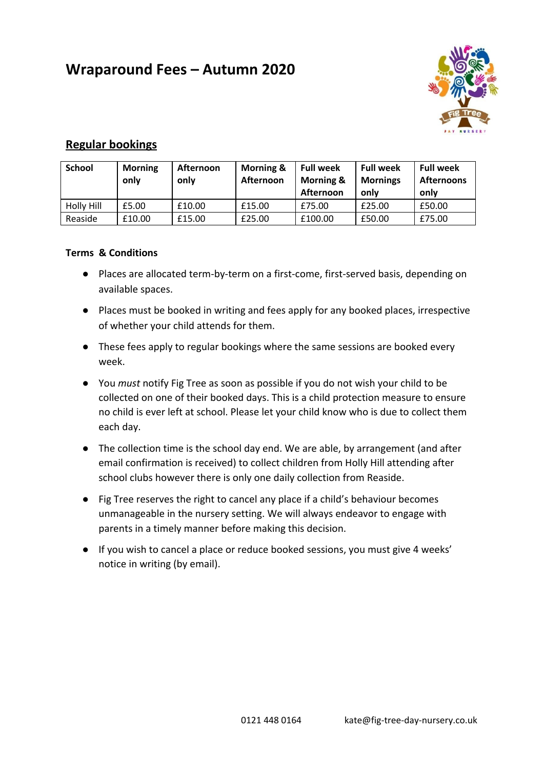# Wraparound Fees – Autumn 2020

## Regular bookings

| School | Morning only | Afternoon only | Morning & Afternoon | Full week Morning & Afternoon | Full week Mornings only | Full week Afternoons only |
|---|---|---|---|---|---|---|
| Holly Hill | £5.00 | £10.00 | £15.00 | £75.00 | £25.00 | £50.00 |
| Reaside | £10.00 | £15.00 | £25.00 | £100.00 | £50.00 | £75.00 |

**Terms & Conditions**

- Places are allocated term-by-term on a first-come, first-served basis, depending on available spaces.
- Places must be booked in writing and fees apply for any booked places, irrespective of whether your child attends for them.
- These fees apply to regular bookings where the same sessions are booked every week.
- You *must* notify Fig Tree as soon as possible if you do not wish your child to be collected on one of their booked days. This is a child protection measure to ensure no child is ever left at school. Please let your child know who is due to collect them each day.
- The collection time is the school day end. We are able, by arrangement (and after email confirmation is received) to collect children from Holly Hill attending after school clubs however there is only one daily collection from Reaside.
- Fig Tree reserves the right to cancel any place if a child's behaviour becomes unmanageable in the nursery setting. We will always endeavor to engage with parents in a timely manner before making this decision.
- If you wish to cancel a place or reduce booked sessions, you must give 4 weeks' notice in writing (by email).

0121 448 0164 kate@fig-tree-day-nursery.co.uk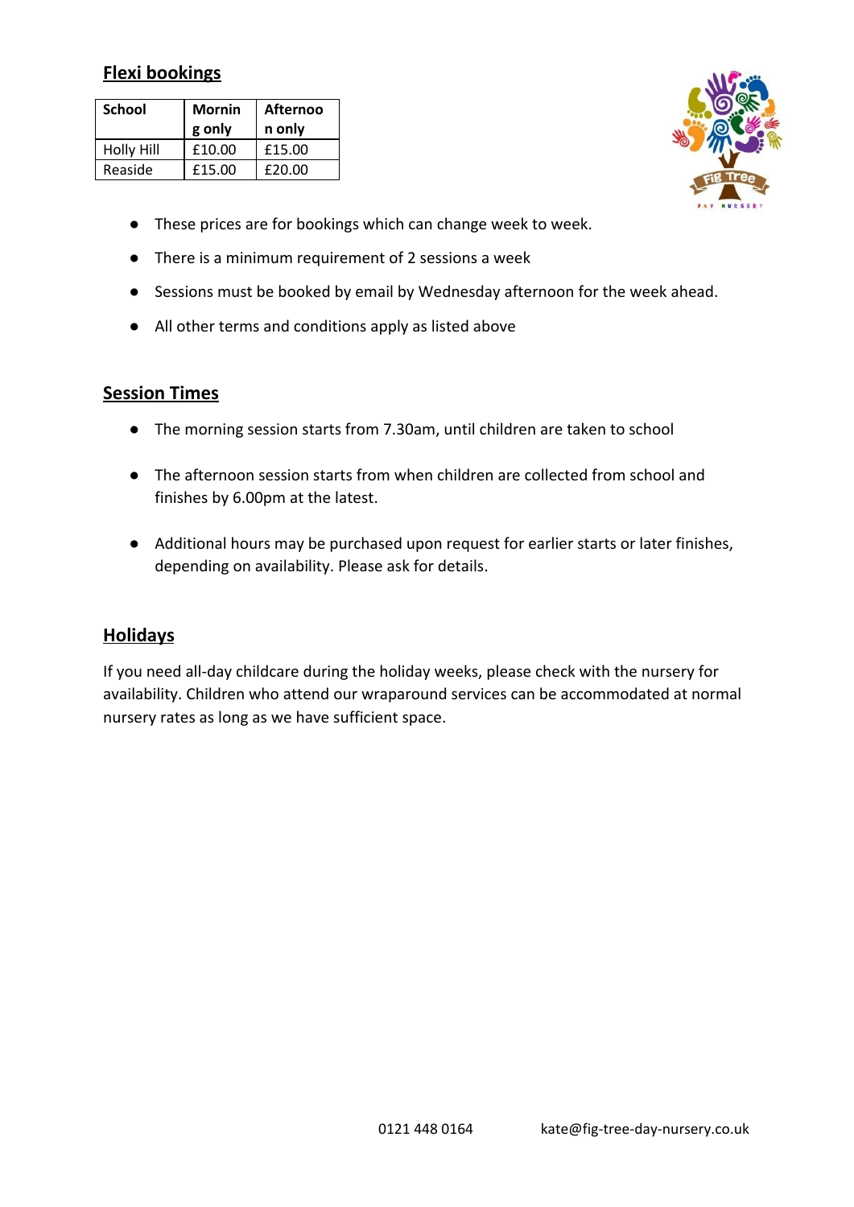## Flexi bookings

| School | Morning only | Afternoon only |
|---|---|---|
| Holly Hill | £10.00 | £15.00 |
| Reaside | £15.00 | £20.00 |

- These prices are for bookings which can change week to week.
- There is a minimum requirement of 2 sessions a week
- Sessions must be booked by email by Wednesday afternoon for the week ahead.
- All other terms and conditions apply as listed above

## Session Times

- The morning session starts from 7.30am, until children are taken to school
- The afternoon session starts from when children are collected from school and finishes by 6.00pm at the latest.
- Additional hours may be purchased upon request for earlier starts or later finishes, depending on availability. Please ask for details.

## Holidays

If you need all-day childcare during the holiday weeks, please check with the nursery for availability. Children who attend our wraparound services can be accommodated at normal nursery rates as long as we have sufficient space.

0121 448 0164 kate@fig-tree-day-nursery.co.uk